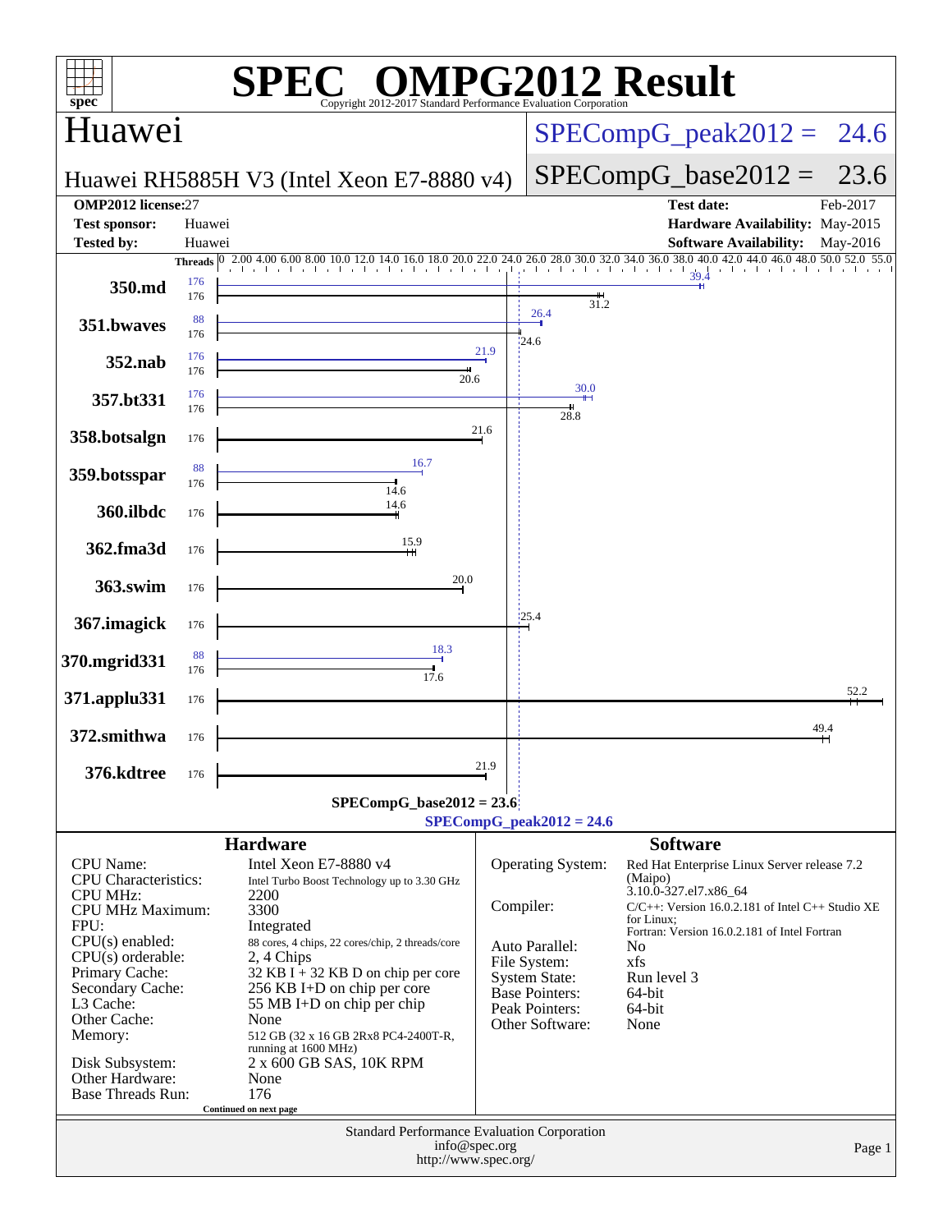# SPEC® OMPG2012 Result

Copyright 2012-2017 Standard Performance Evaluation Corporation

## Huawei

Huawei RH5885H V3 (Intel Xeon E7-8880 v4)

SPECompG_peak2012 = 24.6

SPECompG_base2012 = 23.6

| | | | |
|---|---|---|---|
| **OMP2012 license:** | 27 | **Test date:** | Feb-2017 |
| **Test sponsor:** | Huawei | **Hardware Availability:** | May-2015 |
| **Tested by:** | Huawei | **Software Availability:** | May-2016 |

| Benchmark | Threads (peak) | Threads (base) | Peak | Base |
|---|---|---|---|---|
| 350.md | 176 | 176 | 39.4 | 31.2 |
| 351.bwaves | 88 | 176 | 26.4 | 24.6 |
| 352.nab | 176 | 176 | 21.9 | 20.6 |
| 357.bt331 | 176 | 176 | 30.0 | 28.8 |
| 358.botsalgn | | 176 | | 21.6 |
| 359.botsspar | 88 | 176 | 16.7 | 14.6 |
| 360.ilbdc | | 176 | | 14.6 |
| 362.fma3d | | 176 | | 15.9 |
| 363.swim | | 176 | | 20.0 |
| 367.imagick | | 176 | | 25.4 |
| 370.mgrid331 | 88 | 176 | 18.3 | 17.6 |
| 371.applu331 | | 176 | | 52.2 |
| 372.smithwa | | 176 | | 49.4 |
| 376.kdtree | | 176 | | 21.9 |

**SPECompG_base2012 = 23.6**

**SPECompG_peak2012 = 24.6**

## Hardware

| | |
|---|---|
| CPU Name: | Intel Xeon E7-8880 v4 |
| CPU Characteristics: | Intel Turbo Boost Technology up to 3.30 GHz |
| CPU MHz: | 2200 |
| CPU MHz Maximum: | 3300 |
| FPU: | Integrated |
| CPU(s) enabled: | 88 cores, 4 chips, 22 cores/chip, 2 threads/core |
| CPU(s) orderable: | 2, 4 Chips |
| Primary Cache: | 32 KB I + 32 KB D on chip per core |
| Secondary Cache: | 256 KB I+D on chip per core |
| L3 Cache: | 55 MB I+D on chip per chip |
| Other Cache: | None |
| Memory: | 512 GB (32 x 16 GB 2Rx8 PC4-2400T-R, running at 1600 MHz) |
| Disk Subsystem: | 2 x 600 GB SAS, 10K RPM |
| Other Hardware: | None |
| Base Threads Run: | 176 |

Continued on next page

## Software

| | |
|---|---|
| Operating System: | Red Hat Enterprise Linux Server release 7.2 (Maipo) 3.10.0-327.el7.x86_64 |
| Compiler: | C/C++: Version 16.0.2.181 of Intel C++ Studio XE for Linux; Fortran: Version 16.0.2.181 of Intel Fortran |
| Auto Parallel: | No |
| File System: | xfs |
| System State: | Run level 3 |
| Base Pointers: | 64-bit |
| Peak Pointers: | 64-bit |
| Other Software: | None |

Standard Performance Evaluation Corporation
info@spec.org
http://www.spec.org/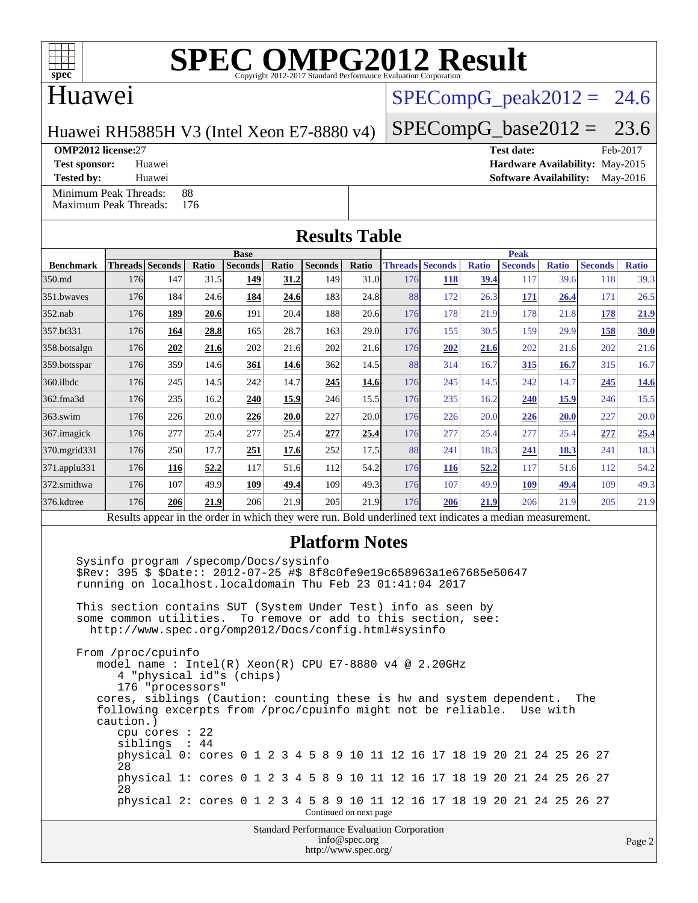# SPEC OMPG2012 Result

Copyright 2012-2017 Standard Performance Evaluation Corporation

## Huawei

Huawei RH5885H V3 (Intel Xeon E7-8880 v4)

SPECompG_peak2012 = 24.6

SPECompG_base2012 = 23.6

**OMP2012 license:** 27
**Test sponsor:** Huawei
**Tested by:** Huawei

**Test date:** Feb-2017
**Hardware Availability:** May-2015
**Software Availability:** May-2016

Minimum Peak Threads: 88
Maximum Peak Threads: 176

## Results Table

| Benchmark | Base | | | | | | | Peak | | | | | | |
|---|---|---|---|---|---|---|---|---|---|---|---|---|---|---|
| | Threads | Seconds | Ratio | Seconds | Ratio | Seconds | Ratio | Threads | Seconds | Ratio | Seconds | Ratio | Seconds | Ratio |
| 350.md | 176 | 147 | 31.5 | **149** | **31.2** | 149 | 31.0 | 176 | **118** | **39.4** | 117 | 39.6 | 118 | 39.3 |
| 351.bwaves | 176 | 184 | 24.6 | **184** | **24.6** | 183 | 24.8 | 88 | 172 | 26.3 | **171** | **26.4** | 171 | 26.5 |
| 352.nab | 176 | **189** | **20.6** | 191 | 20.4 | 188 | 20.6 | 176 | 178 | 21.9 | 178 | 21.8 | **178** | **21.9** |
| 357.bt331 | 176 | **164** | **28.8** | 165 | 28.7 | 163 | 29.0 | 176 | 155 | 30.5 | 159 | 29.9 | **158** | **30.0** |
| 358.botsalgn | 176 | **202** | **21.6** | 202 | 21.6 | 202 | 21.6 | 176 | **202** | **21.6** | 202 | 21.6 | 202 | 21.6 |
| 359.botsspar | 176 | 359 | 14.6 | **361** | **14.6** | 362 | 14.5 | 88 | 314 | 16.7 | **315** | **16.7** | 315 | 16.7 |
| 360.ilbdc | 176 | 245 | 14.5 | 242 | 14.7 | **245** | **14.6** | 176 | 245 | 14.5 | 242 | 14.7 | **245** | **14.6** |
| 362.fma3d | 176 | 235 | 16.2 | **240** | **15.9** | 246 | 15.5 | 176 | 235 | 16.2 | **240** | **15.9** | 246 | 15.5 |
| 363.swim | 176 | 226 | 20.0 | **226** | **20.0** | 227 | 20.0 | 176 | 226 | 20.0 | **226** | **20.0** | 227 | 20.0 |
| 367.imagick | 176 | 277 | 25.4 | 277 | 25.4 | **277** | **25.4** | 176 | 277 | 25.4 | 277 | 25.4 | **277** | **25.4** |
| 370.mgrid331 | 176 | 250 | 17.7 | **251** | **17.6** | 252 | 17.5 | 88 | 241 | 18.3 | **241** | **18.3** | 241 | 18.3 |
| 371.applu331 | 176 | **116** | **52.2** | 117 | 51.6 | 112 | 54.2 | 176 | **116** | **52.2** | 117 | 51.6 | 112 | 54.2 |
| 372.smithwa | 176 | 107 | 49.9 | **109** | **49.4** | 109 | 49.3 | 176 | 107 | 49.9 | **109** | **49.4** | 109 | 49.3 |
| 376.kdtree | 176 | **206** | **21.9** | 206 | 21.9 | 205 | 21.9 | 176 | **206** | **21.9** | 206 | 21.9 | 205 | 21.9 |

Results appear in the order in which they were run. Bold underlined text indicates a median measurement.

## Platform Notes

```
Sysinfo program /specomp/Docs/sysinfo
$Rev: 395 $ $Date:: 2012-07-25 #$ 8f8c0fe9e19c658963a1e67685e50647
running on localhost.localdomain Thu Feb 23 01:41:04 2017

This section contains SUT (System Under Test) info as seen by
some common utilities.  To remove or add to this section, see:
  http://www.spec.org/omp2012/Docs/config.html#sysinfo

From /proc/cpuinfo
   model name : Intel(R) Xeon(R) CPU E7-8880 v4 @ 2.20GHz
      4 "physical id"s (chips)
      176 "processors"
   cores, siblings (Caution: counting these is hw and system dependent.  The
   following excerpts from /proc/cpuinfo might not be reliable.  Use with
   caution.)
      cpu cores : 22
      siblings  : 44
      physical 0: cores 0 1 2 3 4 5 8 9 10 11 12 16 17 18 19 20 21 24 25 26 27
      28
      physical 1: cores 0 1 2 3 4 5 8 9 10 11 12 16 17 18 19 20 21 24 25 26 27
      28
      physical 2: cores 0 1 2 3 4 5 8 9 10 11 12 16 17 18 19 20 21 24 25 26 27
```

Continued on next page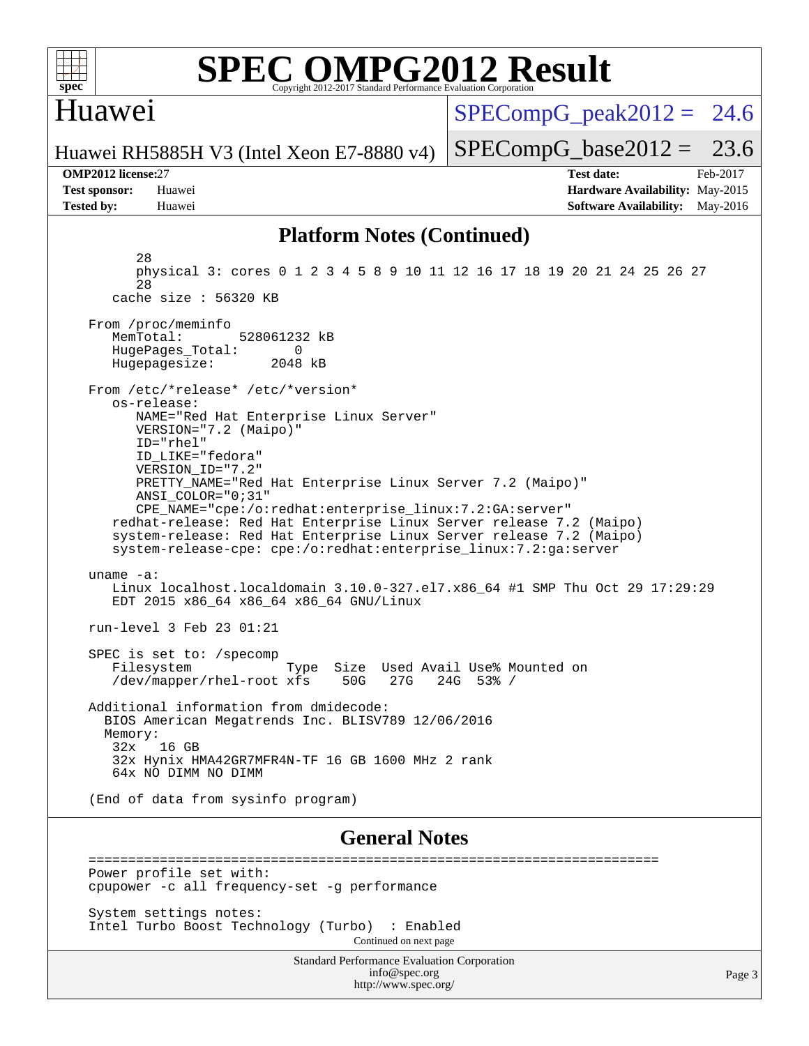## Platform Notes (Continued)

```
        28
        physical 3: cores 0 1 2 3 4 5 8 9 10 11 12 16 17 18 19 20 21 24 25 26 27
        28
     cache size : 56320 KB

  From /proc/meminfo
     MemTotal:       528061232 kB
     HugePages_Total:       0
     Hugepagesize:       2048 kB

  From /etc/*release* /etc/*version*
     os-release:
        NAME="Red Hat Enterprise Linux Server"
        VERSION="7.2 (Maipo)"
        ID="rhel"
        ID_LIKE="fedora"
        VERSION_ID="7.2"
        PRETTY_NAME="Red Hat Enterprise Linux Server 7.2 (Maipo)"
        ANSI_COLOR="0;31"
        CPE_NAME="cpe:/o:redhat:enterprise_linux:7.2:GA:server"
     redhat-release: Red Hat Enterprise Linux Server release 7.2 (Maipo)
     system-release: Red Hat Enterprise Linux Server release 7.2 (Maipo)
     system-release-cpe: cpe:/o:redhat:enterprise_linux:7.2:ga:server

  uname -a:
     Linux localhost.localdomain 3.10.0-327.el7.x86_64 #1 SMP Thu Oct 29 17:29:29
     EDT 2015 x86_64 x86_64 x86_64 GNU/Linux

  run-level 3 Feb 23 01:21

  SPEC is set to: /specomp
     Filesystem            Type  Size  Used Avail Use% Mounted on
     /dev/mapper/rhel-root xfs    50G   27G   24G  53% /

  Additional information from dmidecode:
    BIOS American Megatrends Inc. BLISV789 12/06/2016
    Memory:
     32x   16 GB
     32x Hynix HMA42GR7MFR4N-TF 16 GB 1600 MHz 2 rank
     64x NO DIMM NO DIMM

  (End of data from sysinfo program)
```

## General Notes

```
  ======================================================================
  Power profile set with:
  cpupower -c all frequency-set -g performance

  System settings notes:
  Intel Turbo Boost Technology (Turbo)  : Enabled
```

Continued on next page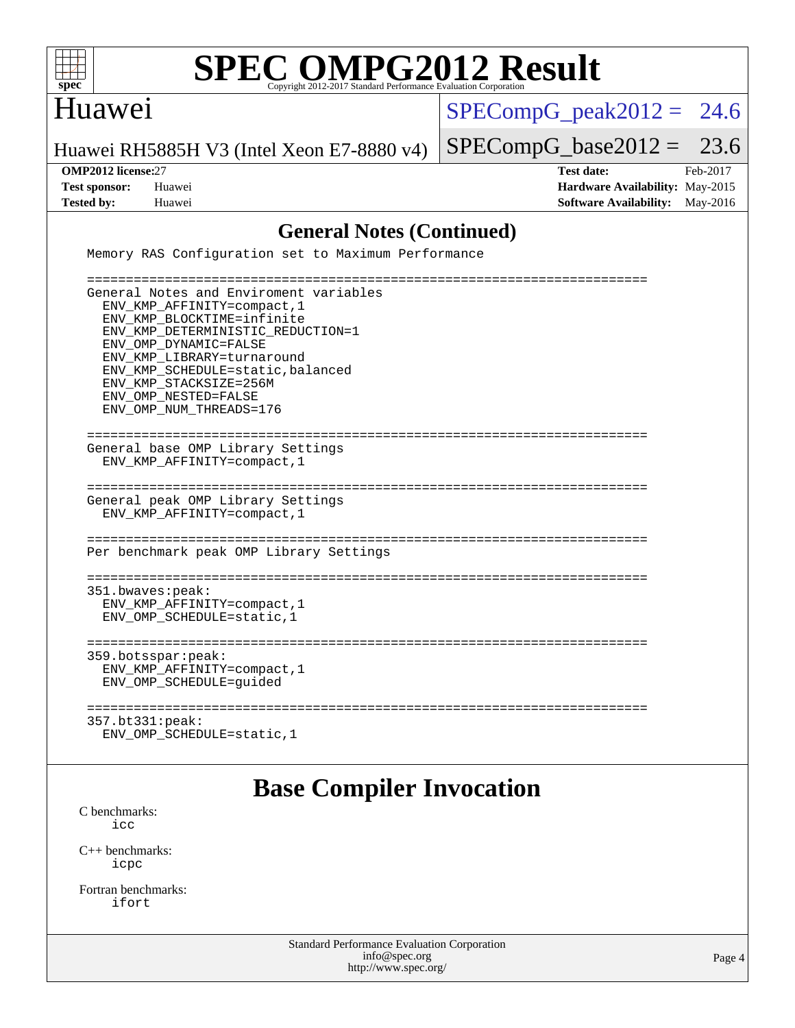# SPEC OMPG2012 Result

Copyright 2012-2017 Standard Performance Evaluation Corporation

## Huawei

Huawei RH5885H V3 (Intel Xeon E7-8880 v4)

SPECompG_peak2012 = 24.6

SPECompG_base2012 = 23.6

**OMP2012 license:** 27
**Test sponsor:** Huawei
**Tested by:** Huawei

**Test date:** Feb-2017
**Hardware Availability:** May-2015
**Software Availability:** May-2016

## General Notes (Continued)

```
Memory RAS Configuration set to Maximum Performance

========================================================================
General Notes and Enviroment variables
  ENV_KMP_AFFINITY=compact,1
  ENV_KMP_BLOCKTIME=infinite
  ENV_KMP_DETERMINISTIC_REDUCTION=1
  ENV_OMP_DYNAMIC=FALSE
  ENV_KMP_LIBRARY=turnaround
  ENV_KMP_SCHEDULE=static,balanced
  ENV_KMP_STACKSIZE=256M
  ENV_OMP_NESTED=FALSE
  ENV_OMP_NUM_THREADS=176

========================================================================
General base OMP Library Settings
  ENV_KMP_AFFINITY=compact,1

========================================================================
General peak OMP Library Settings
  ENV_KMP_AFFINITY=compact,1

========================================================================
Per benchmark peak OMP Library Settings

========================================================================
351.bwaves:peak:
  ENV_KMP_AFFINITY=compact,1
  ENV_OMP_SCHEDULE=static,1

========================================================================
359.botsspar:peak:
  ENV_KMP_AFFINITY=compact,1
  ENV_OMP_SCHEDULE=guided

========================================================================
357.bt331:peak:
  ENV_OMP_SCHEDULE=static,1
```

## Base Compiler Invocation

C benchmarks:
  icc

C++ benchmarks:
  icpc

Fortran benchmarks:
  ifort

Standard Performance Evaluation Corporation
info@spec.org
http://www.spec.org/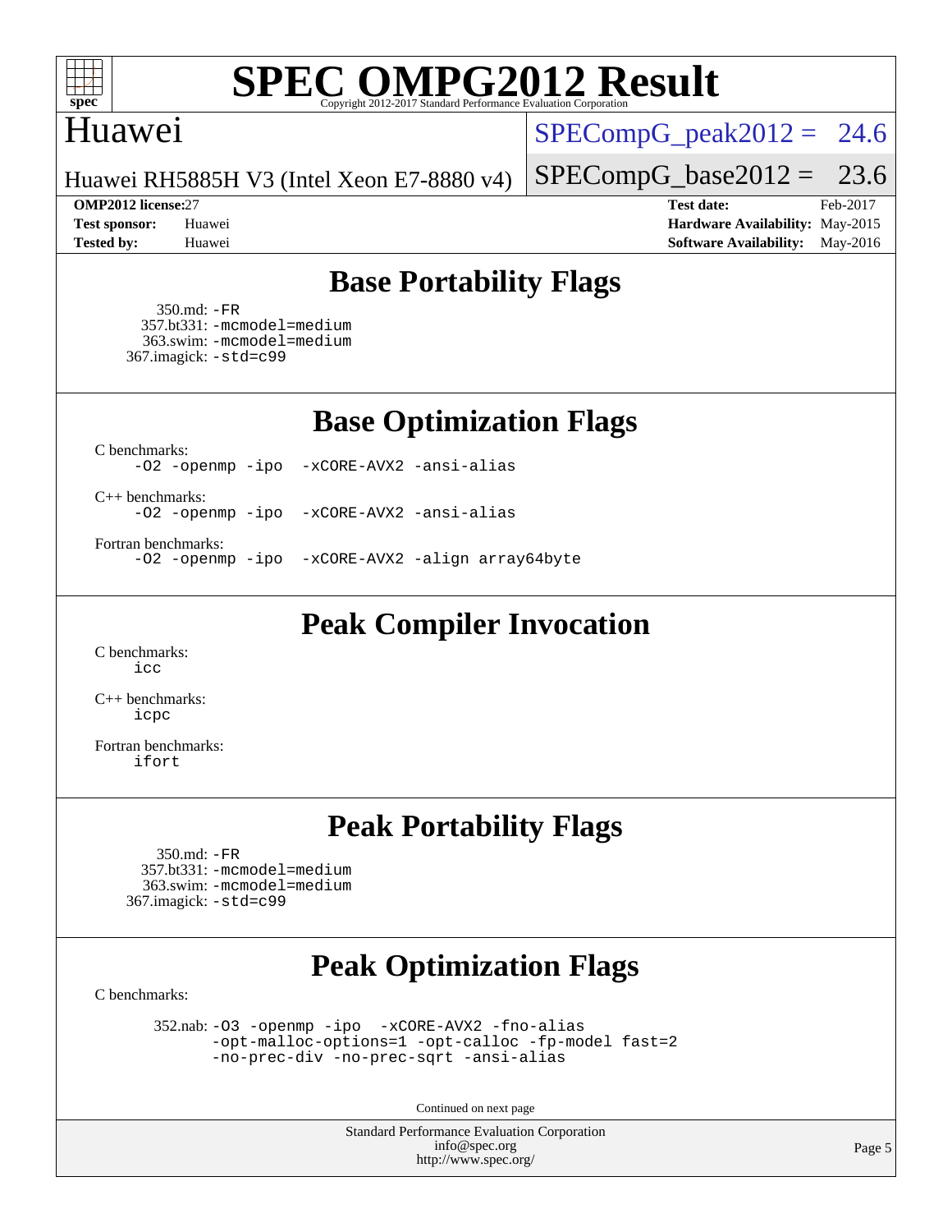# Huawei

Huawei RH5885H V3 (Intel Xeon E7-8880 v4)

SPECompG_peak2012 = 24.6

SPECompG_base2012 = 23.6

**OMP2012 license:** 27
**Test sponsor:** Huawei
**Tested by:** Huawei

**Test date:** Feb-2017
**Hardware Availability:** May-2015
**Software Availability:** May-2016

## Base Portability Flags

350.md: -FR
357.bt331: -mcmodel=medium
363.swim: -mcmodel=medium
367.imagick: -std=c99

## Base Optimization Flags

C benchmarks:
-O2 -openmp -ipo -xCORE-AVX2 -ansi-alias

C++ benchmarks:
-O2 -openmp -ipo -xCORE-AVX2 -ansi-alias

Fortran benchmarks:
-O2 -openmp -ipo -xCORE-AVX2 -align array64byte

## Peak Compiler Invocation

C benchmarks:
icc

C++ benchmarks:
icpc

Fortran benchmarks:
ifort

## Peak Portability Flags

350.md: -FR
357.bt331: -mcmodel=medium
363.swim: -mcmodel=medium
367.imagick: -std=c99

## Peak Optimization Flags

C benchmarks:

352.nab: -O3 -openmp -ipo -xCORE-AVX2 -fno-alias -opt-malloc-options=1 -opt-calloc -fp-model fast=2 -no-prec-div -no-prec-sqrt -ansi-alias

Continued on next page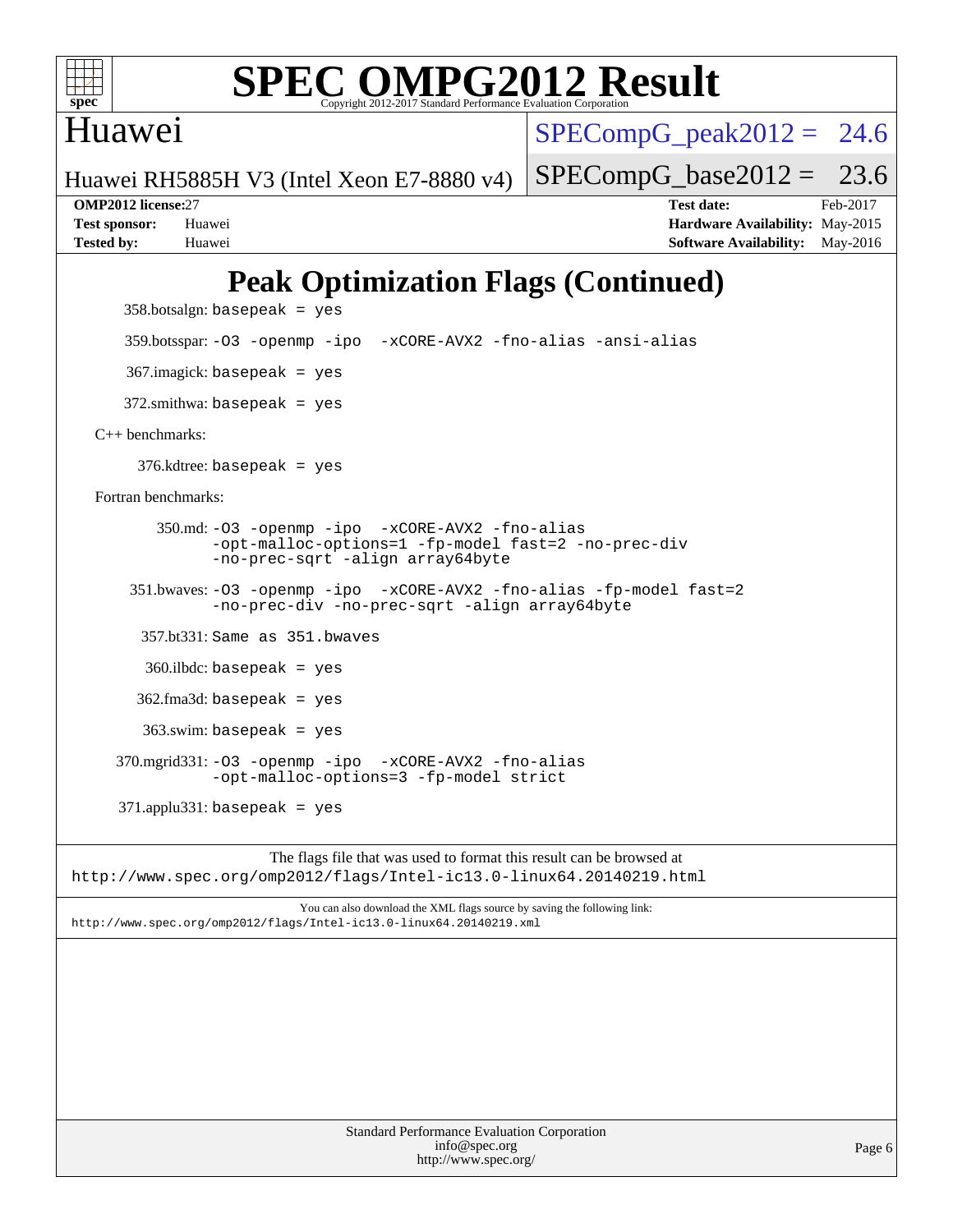# Huawei

Huawei RH5885H V3 (Intel Xeon E7-8880 v4)

SPECompG_peak2012 = 24.6

SPECompG_base2012 = 23.6

**OMP2012 license:** 27
**Test sponsor:** Huawei
**Tested by:** Huawei

**Test date:** Feb-2017
**Hardware Availability:** May-2015
**Software Availability:** May-2016

## Peak Optimization Flags (Continued)

358.botsalgn: basepeak = yes

359.botsspar: -O3 -openmp -ipo -xCORE-AVX2 -fno-alias -ansi-alias

367.imagick: basepeak = yes

372.smithwa: basepeak = yes

C++ benchmarks:

376.kdtree: basepeak = yes

Fortran benchmarks:

350.md: -O3 -openmp -ipo -xCORE-AVX2 -fno-alias -opt-malloc-options=1 -fp-model fast=2 -no-prec-div -no-prec-sqrt -align array64byte

351.bwaves: -O3 -openmp -ipo -xCORE-AVX2 -fno-alias -fp-model fast=2 -no-prec-div -no-prec-sqrt -align array64byte

357.bt331: Same as 351.bwaves

360.ilbdc: basepeak = yes

362.fma3d: basepeak = yes

363.swim: basepeak = yes

370.mgrid331: -O3 -openmp -ipo -xCORE-AVX2 -fno-alias -opt-malloc-options=3 -fp-model strict

371.applu331: basepeak = yes

The flags file that was used to format this result can be browsed at
http://www.spec.org/omp2012/flags/Intel-ic13.0-linux64.20140219.html

You can also download the XML flags source by saving the following link:
http://www.spec.org/omp2012/flags/Intel-ic13.0-linux64.20140219.xml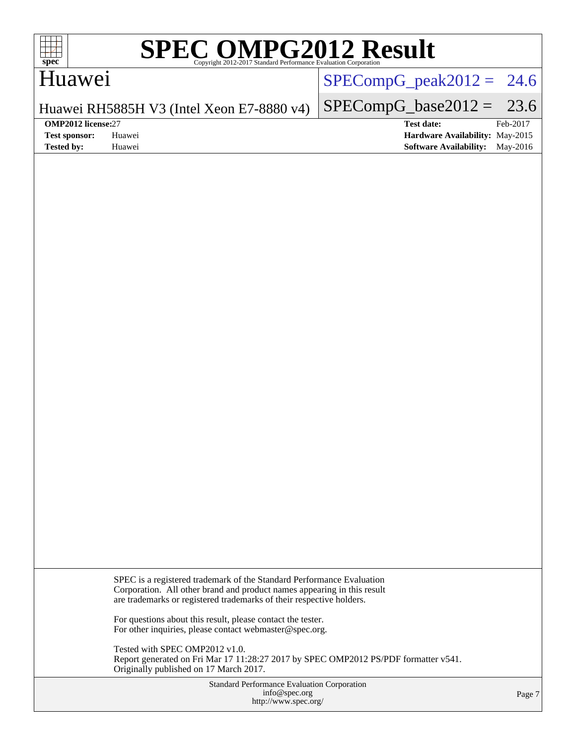SPEC is a registered trademark of the Standard Performance Evaluation Corporation. All other brand and product names appearing in this result are trademarks or registered trademarks of their respective holders.

For questions about this result, please contact the tester.
For other inquiries, please contact webmaster@spec.org.

Tested with SPEC OMP2012 v1.0.
Report generated on Fri Mar 17 11:28:27 2017 by SPEC OMP2012 PS/PDF formatter v541.
Originally published on 17 March 2017.